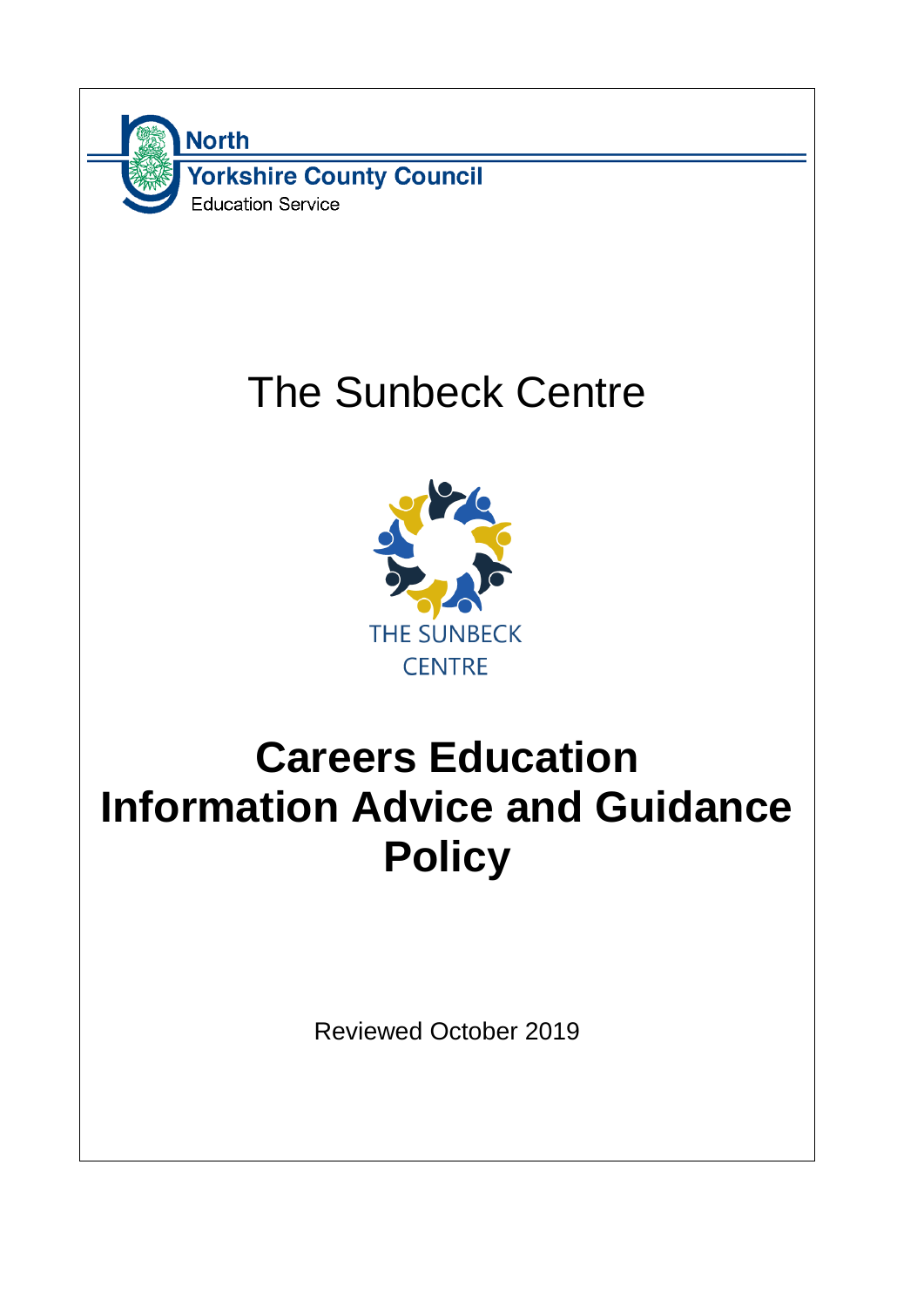North Yorkshire County Council
Education Service

# The Sunbeck Centre

THE SUNBECK CENTRE

# Careers Education Information Advice and Guidance Policy

Reviewed October 2019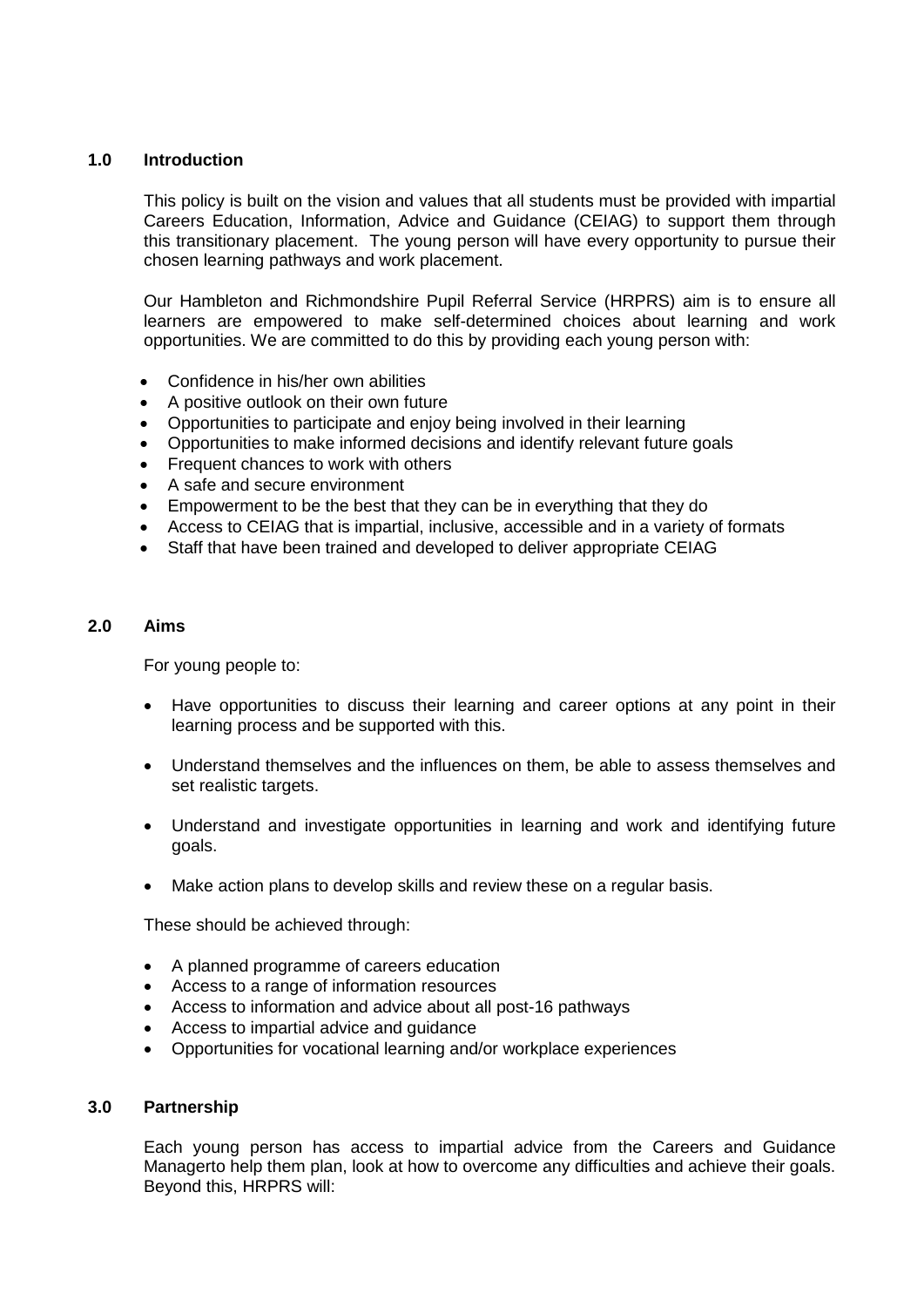## 1.0 Introduction

This policy is built on the vision and values that all students must be provided with impartial Careers Education, Information, Advice and Guidance (CEIAG) to support them through this transitionary placement. The young person will have every opportunity to pursue their chosen learning pathways and work placement.

Our Hambleton and Richmondshire Pupil Referral Service (HRPRS) aim is to ensure all learners are empowered to make self-determined choices about learning and work opportunities. We are committed to do this by providing each young person with:

- Confidence in his/her own abilities
- A positive outlook on their own future
- Opportunities to participate and enjoy being involved in their learning
- Opportunities to make informed decisions and identify relevant future goals
- Frequent chances to work with others
- A safe and secure environment
- Empowerment to be the best that they can be in everything that they do
- Access to CEIAG that is impartial, inclusive, accessible and in a variety of formats
- Staff that have been trained and developed to deliver appropriate CEIAG

## 2.0 Aims

For young people to:

- Have opportunities to discuss their learning and career options at any point in their learning process and be supported with this.
- Understand themselves and the influences on them, be able to assess themselves and set realistic targets.
- Understand and investigate opportunities in learning and work and identifying future goals.
- Make action plans to develop skills and review these on a regular basis.

These should be achieved through:

- A planned programme of careers education
- Access to a range of information resources
- Access to information and advice about all post-16 pathways
- Access to impartial advice and guidance
- Opportunities for vocational learning and/or workplace experiences

## 3.0 Partnership

Each young person has access to impartial advice from the Careers and Guidance Managerto help them plan, look at how to overcome any difficulties and achieve their goals. Beyond this, HRPRS will: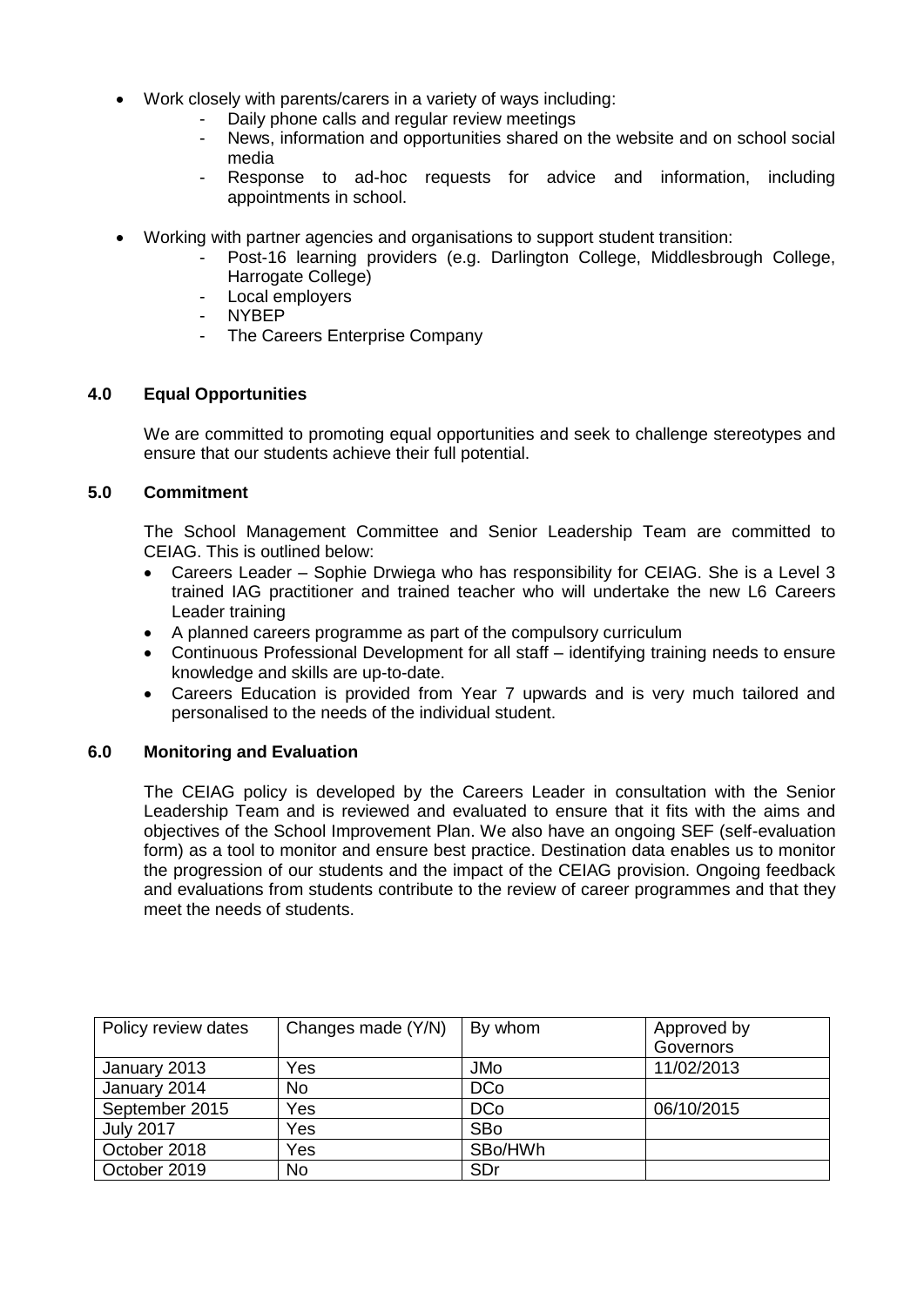- Work closely with parents/carers in a variety of ways including:
  - Daily phone calls and regular review meetings
  - News, information and opportunities shared on the website and on school social media
  - Response to ad-hoc requests for advice and information, including appointments in school.

- Working with partner agencies and organisations to support student transition:
  - Post-16 learning providers (e.g. Darlington College, Middlesbrough College, Harrogate College)
  - Local employers
  - NYBEP
  - The Careers Enterprise Company

## 4.0 Equal Opportunities

We are committed to promoting equal opportunities and seek to challenge stereotypes and ensure that our students achieve their full potential.

## 5.0 Commitment

The School Management Committee and Senior Leadership Team are committed to CEIAG. This is outlined below:

- Careers Leader – Sophie Drwiega who has responsibility for CEIAG. She is a Level 3 trained IAG practitioner and trained teacher who will undertake the new L6 Careers Leader training
- A planned careers programme as part of the compulsory curriculum
- Continuous Professional Development for all staff – identifying training needs to ensure knowledge and skills are up-to-date.
- Careers Education is provided from Year 7 upwards and is very much tailored and personalised to the needs of the individual student.

## 6.0 Monitoring and Evaluation

The CEIAG policy is developed by the Careers Leader in consultation with the Senior Leadership Team and is reviewed and evaluated to ensure that it fits with the aims and objectives of the School Improvement Plan. We also have an ongoing SEF (self-evaluation form) as a tool to monitor and ensure best practice. Destination data enables us to monitor the progression of our students and the impact of the CEIAG provision. Ongoing feedback and evaluations from students contribute to the review of career programmes and that they meet the needs of students.

| Policy review dates | Changes made (Y/N) | By whom | Approved by Governors |
|---|---|---|---|
| January 2013 | Yes | JMo | 11/02/2013 |
| January 2014 | No | DCo | |
| September 2015 | Yes | DCo | 06/10/2015 |
| July 2017 | Yes | SBo | |
| October 2018 | Yes | SBo/HWh | |
| October 2019 | No | SDr | |